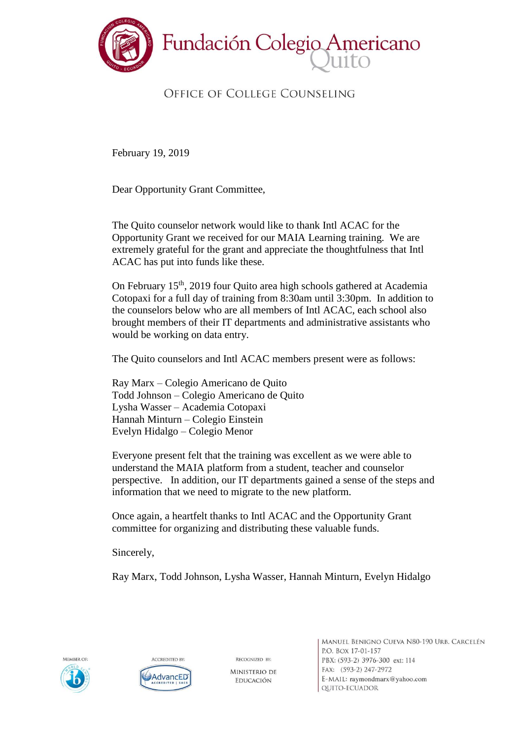# Fundación Colegio Americano Quito

## Office of College Counseling

February 19, 2019

Dear Opportunity Grant Committee,

The Quito counselor network would like to thank Intl ACAC for the Opportunity Grant we received for our MAIA Learning training. We are extremely grateful for the grant and appreciate the thoughtfulness that Intl ACAC has put into funds like these.

On February 15th, 2019 four Quito area high schools gathered at Academia Cotopaxi for a full day of training from 8:30am until 3:30pm. In addition to the counselors below who are all members of Intl ACAC, each school also brought members of their IT departments and administrative assistants who would be working on data entry.

The Quito counselors and Intl ACAC members present were as follows:

Ray Marx – Colegio Americano de Quito
Todd Johnson – Colegio Americano de Quito
Lysha Wasser – Academia Cotopaxi
Hannah Minturn – Colegio Einstein
Evelyn Hidalgo – Colegio Menor

Everyone present felt that the training was excellent as we were able to understand the MAIA platform from a student, teacher and counselor perspective. In addition, our IT departments gained a sense of the steps and information that we need to migrate to the new platform.

Once again, a heartfelt thanks to Intl ACAC and the Opportunity Grant committee for organizing and distributing these valuable funds.

Sincerely,

Ray Marx, Todd Johnson, Lysha Wasser, Hannah Minturn, Evelyn Hidalgo

Member of: IB World School | Accredited by: AdvancED | Recognized by: Ministerio de Educación

Manuel Benigno Cueva N80-190 Urb. Carcelén
P.O. Box 17-01-157
PBX: (593-2) 3976-300 ext: 114
FAX: (593-2) 247-2972
E-MAIL: raymondmarx@yahoo.com
QUITO-ECUADOR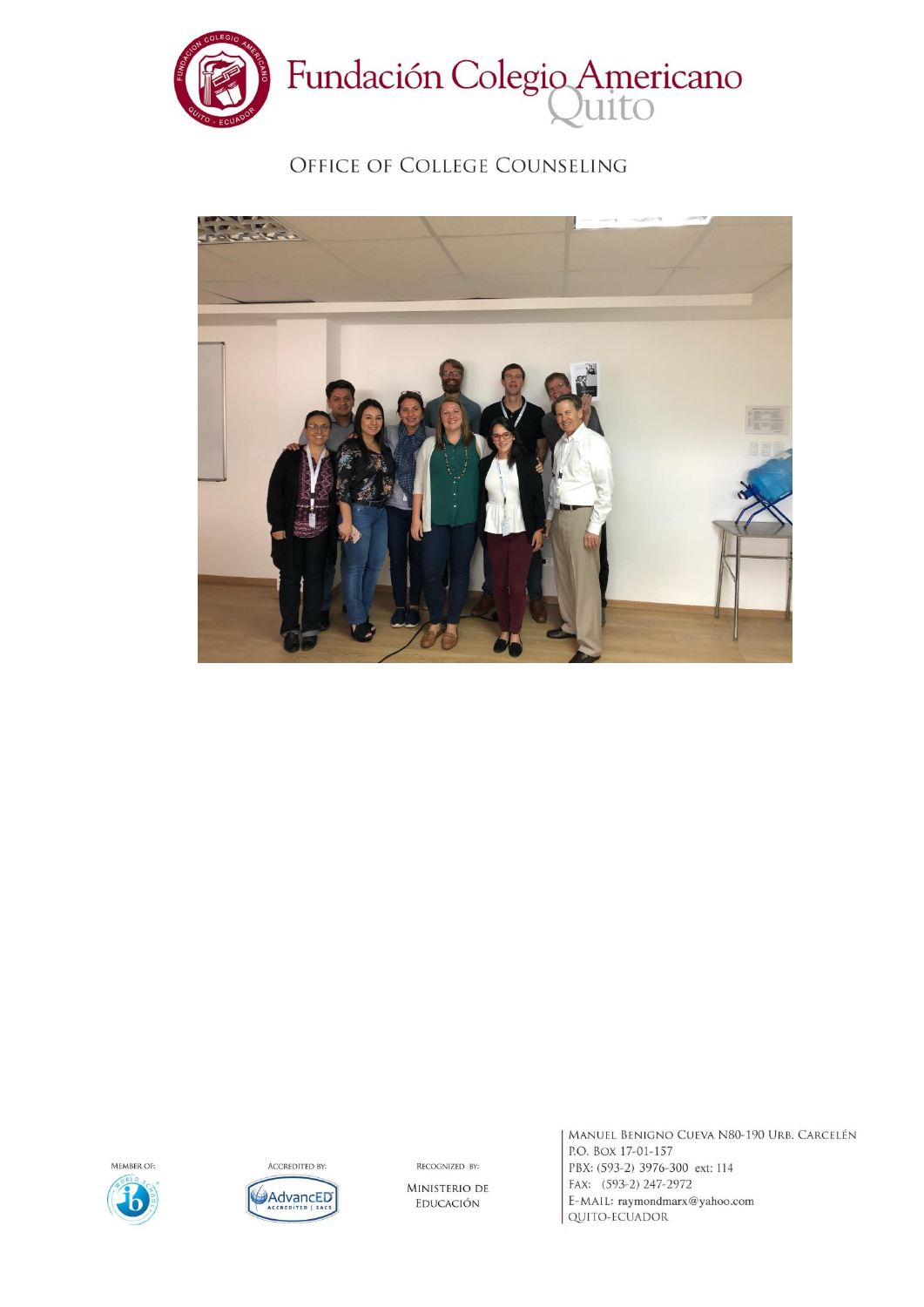Fundación Colegio Americano Quito

OFFICE OF COLLEGE COUNSELING

MEMBER OF:

ACCREDITED BY:

RECOGNIZED BY:

MINISTERIO DE EDUCACIÓN

MANUEL BENIGNO CUEVA N80-190 URB. CARCELÉN
P.O. BOX 17-01-157
PBX: (593-2) 3976-300 ext: 114
FAX: (593-2) 247-2972
E-MAIL: raymondmarx@yahoo.com
QUITO-ECUADOR